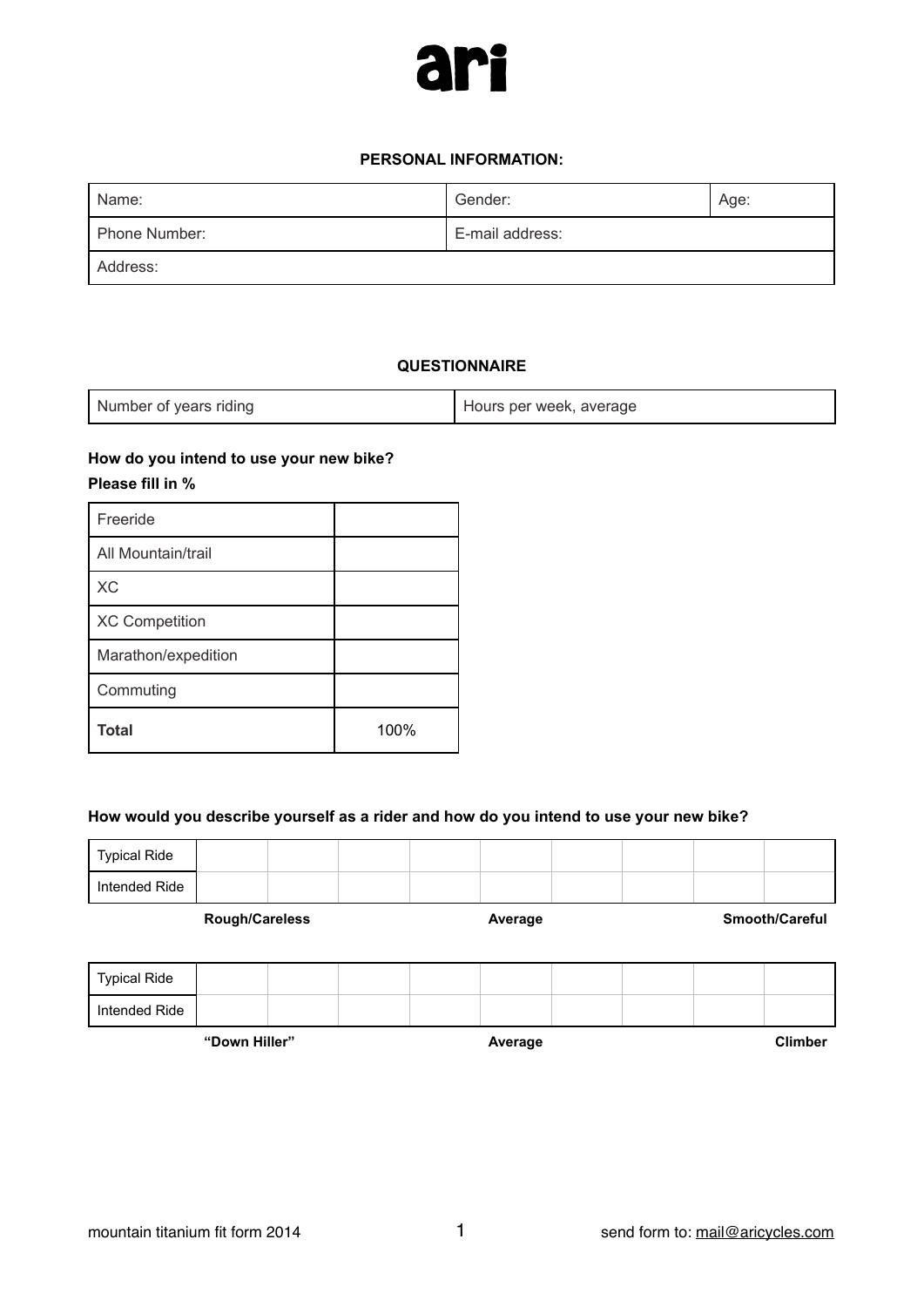# ari

**PERSONAL INFORMATION:**

| Name: | Gender: | Age: |
|---|---|---|
| Phone Number: | E-mail address: | |
| Address: | | |

**QUESTIONNAIRE**

| Number of years riding | Hours per week, average |
|---|---|

**How do you intend to use your new bike?**

**Please fill in %**

| | |
|---|---|
| Freeride | |
| All Mountain/trail | |
| XC | |
| XC Competition | |
| Marathon/expedition | |
| Commuting | |
| **Total** | 100% |

**How would you describe yourself as a rider and how do you intend to use your new bike?**

| | | | | | | | | | |
|---|---|---|---|---|---|---|---|---|---|
| Typical Ride | | | | | | | | | |
| Intended Ride | | | | | | | | | |

**Rough/Careless** **Average** **Smooth/Careful**

| | | | | | | | | | |
|---|---|---|---|---|---|---|---|---|---|
| Typical Ride | | | | | | | | | |
| Intended Ride | | | | | | | | | |

**"Down Hiller"** **Average** **Climber**

mountain titanium fit form 2014 send form to: mail@aricycles.com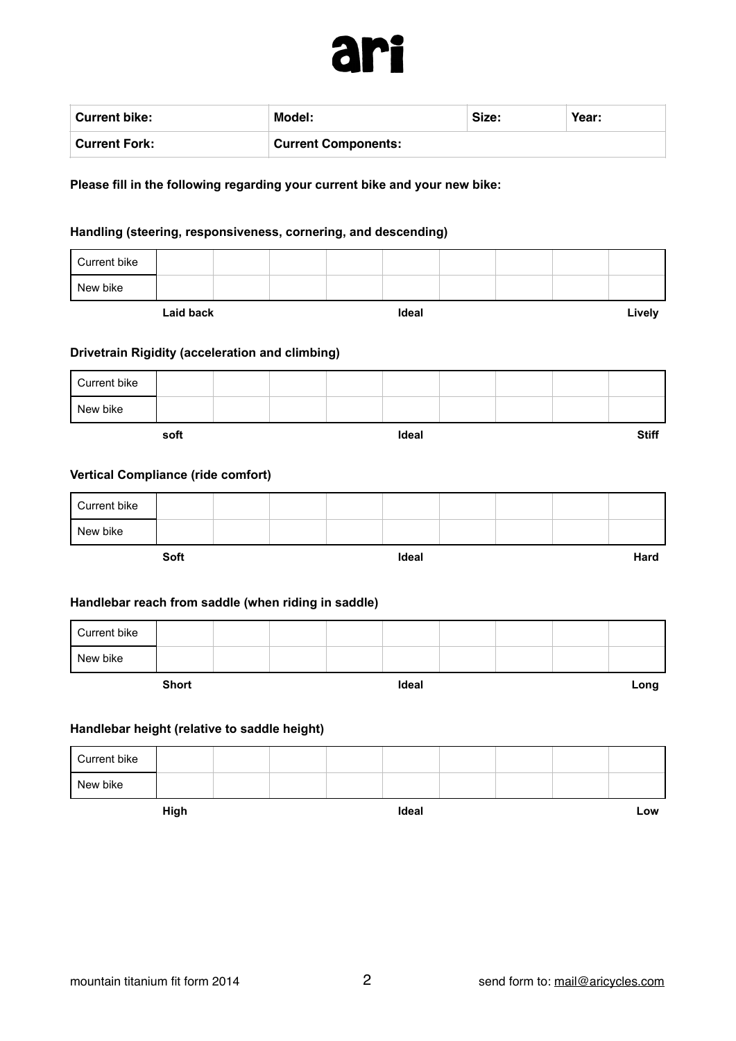# ari

| Current bike: | Model: | Size: | Year: |
| --- | --- | --- | --- |
| Current Fork: | Current Components: | | |

**Please fill in the following regarding your current bike and your new bike:**

### Handling (steering, responsiveness, cornering, and descending)

| | | | | | | | | | |
| --- | --- | --- | --- | --- | --- | --- | --- | --- | --- |
| Current bike | | | | | | | | | |
| New bike | | | | | | | | | |
| | **Laid back** | | | | **Ideal** | | | | **Lively** |

### Drivetrain Rigidity (acceleration and climbing)

| | | | | | | | | | |
| --- | --- | --- | --- | --- | --- | --- | --- | --- | --- |
| Current bike | | | | | | | | | |
| New bike | | | | | | | | | |
| | **soft** | | | | **Ideal** | | | | **Stiff** |

### Vertical Compliance (ride comfort)

| | | | | | | | | | |
| --- | --- | --- | --- | --- | --- | --- | --- | --- | --- |
| Current bike | | | | | | | | | |
| New bike | | | | | | | | | |
| | **Soft** | | | | **Ideal** | | | | **Hard** |

### Handlebar reach from saddle (when riding in saddle)

| | | | | | | | | | |
| --- | --- | --- | --- | --- | --- | --- | --- | --- | --- |
| Current bike | | | | | | | | | |
| New bike | | | | | | | | | |
| | **Short** | | | | **Ideal** | | | | **Long** |

### Handlebar height (relative to saddle height)

| | | | | | | | | | |
| --- | --- | --- | --- | --- | --- | --- | --- | --- | --- |
| Current bike | | | | | | | | | |
| New bike | | | | | | | | | |
| | **High** | | | | **Ideal** | | | | **Low** |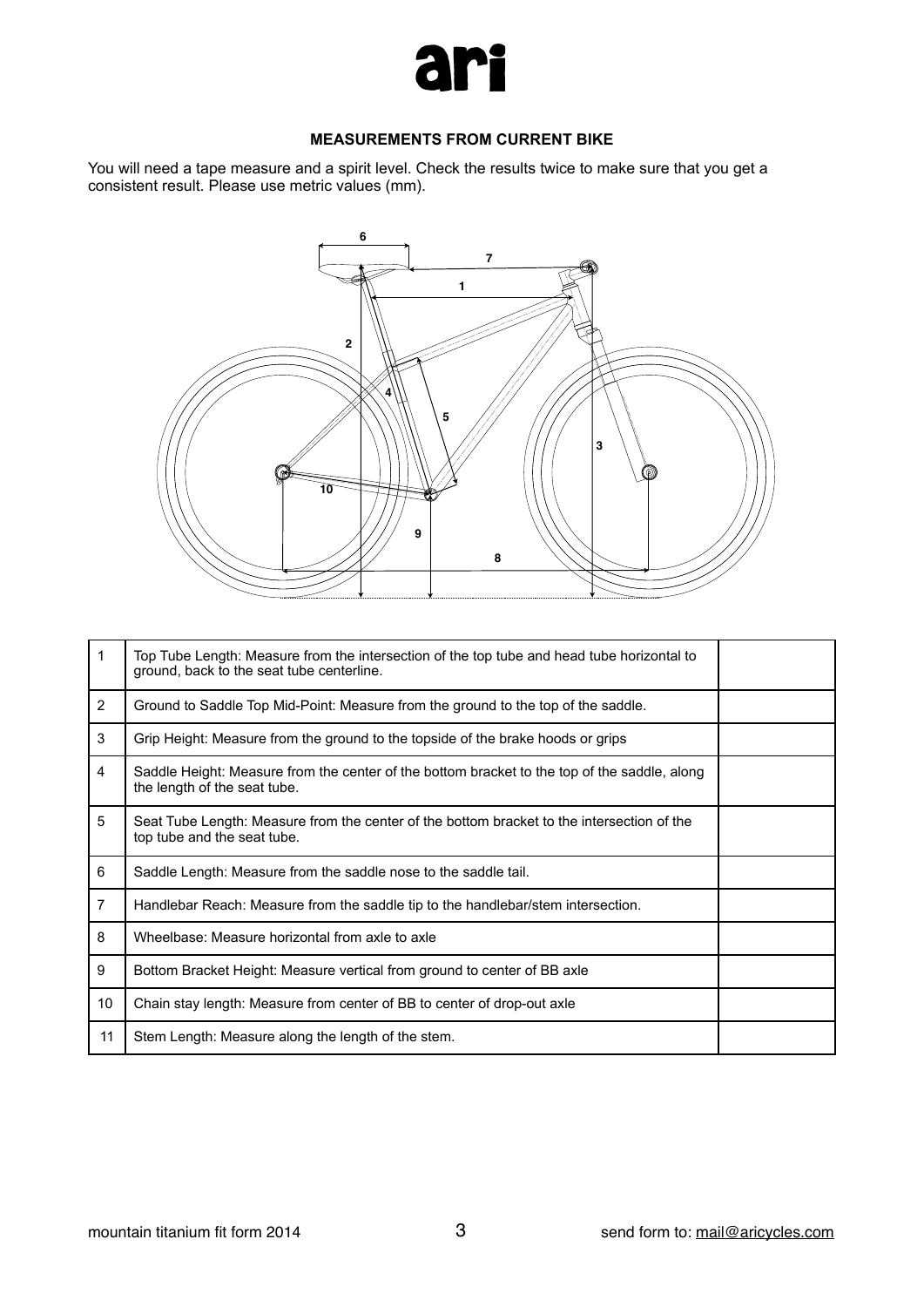# ari

**MEASUREMENTS FROM CURRENT BIKE**

You will need a tape measure and a spirit level. Check the results twice to make sure that you get a consistent result. Please use metric values (mm).

| | | |
|---|---|---|
| 1 | Top Tube Length: Measure from the intersection of the top tube and head tube horizontal to ground, back to the seat tube centerline. | |
| 2 | Ground to Saddle Top Mid-Point: Measure from the ground to the top of the saddle. | |
| 3 | Grip Height: Measure from the ground to the topside of the brake hoods or grips | |
| 4 | Saddle Height: Measure from the center of the bottom bracket to the top of the saddle, along the length of the seat tube. | |
| 5 | Seat Tube Length: Measure from the center of the bottom bracket to the intersection of the top tube and the seat tube. | |
| 6 | Saddle Length: Measure from the saddle nose to the saddle tail. | |
| 7 | Handlebar Reach: Measure from the saddle tip to the handlebar/stem intersection. | |
| 8 | Wheelbase: Measure horizontal from axle to axle | |
| 9 | Bottom Bracket Height: Measure vertical from ground to center of BB axle | |
| 10 | Chain stay length: Measure from center of BB to center of drop-out axle | |
| 11 | Stem Length: Measure along the length of the stem. | |

mountain titanium fit form 2014

send form to: mail@aricycles.com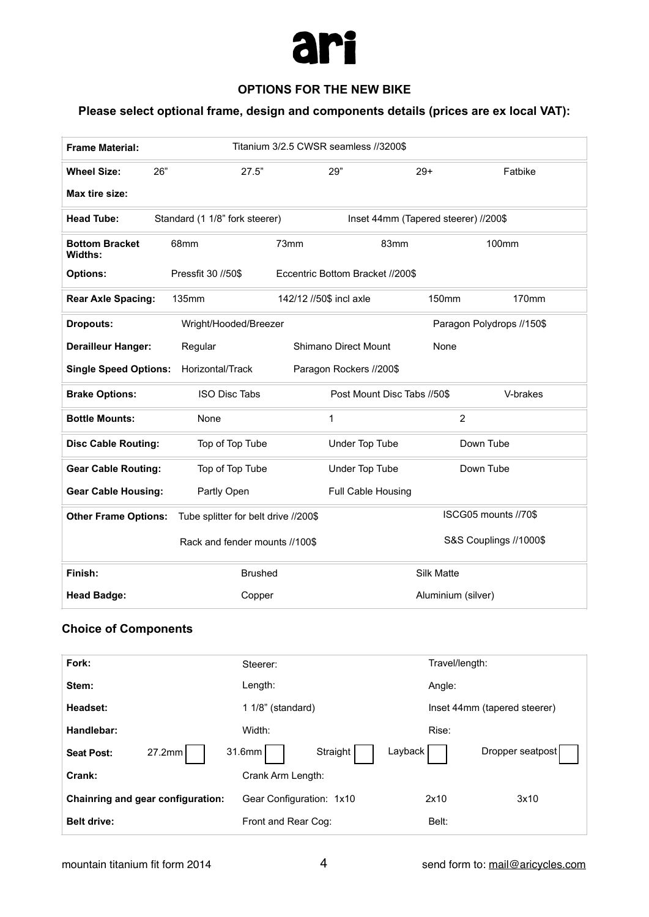# ari

### OPTIONS FOR THE NEW BIKE

### Please select optional frame, design and components details (prices are ex local VAT):

| | | | | |
|---|---|---|---|---|
| **Frame Material:** | Titanium 3/2.5 CWSR seamless //3200$ | | | |
| **Wheel Size:** | 26" | 27.5" | 29" | 29+ | Fatbike |
| **Max tire size:** | | | | |
| **Head Tube:** | Standard (1 1/8" fork steerer) | | Inset 44mm (Tapered steerer) //200$ | |
| **Bottom Bracket Widths:** | 68mm | 73mm | 83mm | 100mm |
| **Options:** | Pressfit 30 //50$ | Eccentric Bottom Bracket //200$ | | |
| **Rear Axle Spacing:** | 135mm | 142/12 //50$ incl axle | 150mm | 170mm |
| **Dropouts:** | Wright/Hooded/Breezer | | Paragon Polydrops //150$ | |
| **Derailleur Hanger:** | Regular | Shimano Direct Mount | None | |
| **Single Speed Options:** | Horizontal/Track | Paragon Rockers //200$ | | |
| **Brake Options:** | ISO Disc Tabs | Post Mount Disc Tabs //50$ | V-brakes | |
| **Bottle Mounts:** | None | 1 | 2 | |
| **Disc Cable Routing:** | Top of Top Tube | Under Top Tube | Down Tube | |
| **Gear Cable Routing:** | Top of Top Tube | Under Top Tube | Down Tube | |
| **Gear Cable Housing:** | Partly Open | Full Cable Housing | | |
| **Other Frame Options:** | Tube splitter for belt drive //200$ | | ISCG05 mounts //70$ | |
| | Rack and fender mounts //100$ | | S&S Couplings //1000$ | |
| **Finish:** | Brushed | | Silk Matte | |
| **Head Badge:** | Copper | | Aluminium (silver) | |

### Choice of Components

| | | | | | |
|---|---|---|---|---|---|
| **Fork:** | Steerer: | | Travel/length: | | |
| **Stem:** | Length: | | Angle: | | |
| **Headset:** | 1 1/8" (standard) | | Inset 44mm (tapered steerer) | | |
| **Handlebar:** | Width: | | Rise: | | |
| **Seat Post:** | 27.2mm ☐ | 31.6mm ☐ | Straight ☐ | Layback ☐ | Dropper seatpost ☐ |
| **Crank:** | Crank Arm Length: | | | | |
| **Chainring and gear configuration:** | Gear Configuration: 1x10 | | 2x10 | 3x10 | |
| **Belt drive:** | Front and Rear Cog: | | Belt: | | |

mountain titanium fit form 2014 — send form to: mail@aricycles.com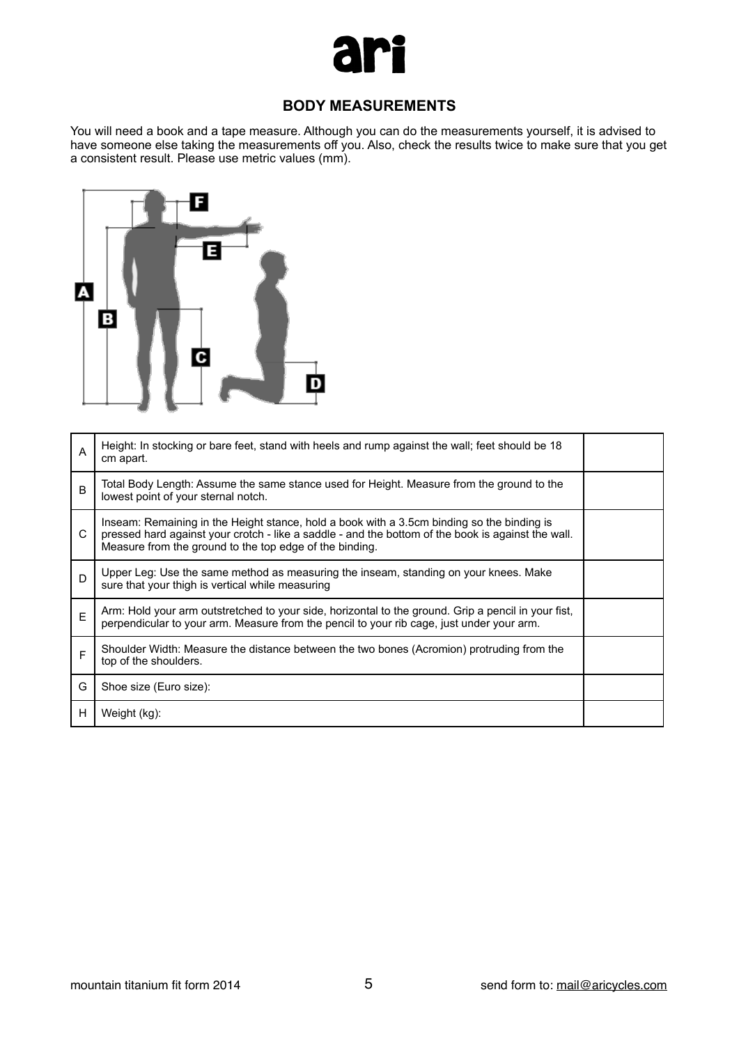# ari

## BODY MEASUREMENTS

You will need a book and a tape measure. Although you can do the measurements yourself, it is advised to have someone else taking the measurements off you. Also, check the results twice to make sure that you get a consistent result. Please use metric values (mm).

A
B
C
D
E
F

| | | |
|---|---|---|
| A | Height: In stocking or bare feet, stand with heels and rump against the wall; feet should be 18 cm apart. | |
| B | Total Body Length: Assume the same stance used for Height. Measure from the ground to the lowest point of your sternal notch. | |
| C | Inseam: Remaining in the Height stance, hold a book with a 3.5cm binding so the binding is pressed hard against your crotch - like a saddle - and the bottom of the book is against the wall. Measure from the ground to the top edge of the binding. | |
| D | Upper Leg: Use the same method as measuring the inseam, standing on your knees. Make sure that your thigh is vertical while measuring | |
| E | Arm: Hold your arm outstretched to your side, horizontal to the ground. Grip a pencil in your fist, perpendicular to your arm. Measure from the pencil to your rib cage, just under your arm. | |
| F | Shoulder Width: Measure the distance between the two bones (Acromion) protruding from the top of the shoulders. | |
| G | Shoe size (Euro size): | |
| H | Weight (kg): | |

mountain titanium fit form 2014

send form to: mail@aricycles.com